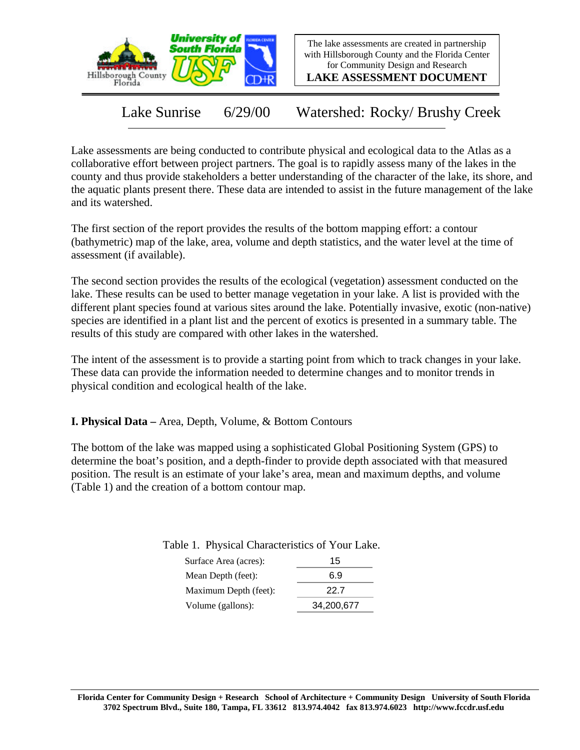The lake assessments are created in partnership with Hillsborough County and the Florida Center for Community Design and Research

**LAKE ASSESSMENT DOCUMENT**

# Lake Sunrise 6/29/00 Watershed: Rocky/ Brushy Creek

Lake assessments are being conducted to contribute physical and ecological data to the Atlas as a collaborative effort between project partners. The goal is to rapidly assess many of the lakes in the county and thus provide stakeholders a better understanding of the character of the lake, its shore, and the aquatic plants present there. These data are intended to assist in the future management of the lake and its watershed.

The first section of the report provides the results of the bottom mapping effort: a contour (bathymetric) map of the lake, area, volume and depth statistics, and the water level at the time of assessment (if available).

The second section provides the results of the ecological (vegetation) assessment conducted on the lake. These results can be used to better manage vegetation in your lake. A list is provided with the different plant species found at various sites around the lake. Potentially invasive, exotic (non-native) species are identified in a plant list and the percent of exotics is presented in a summary table. The results of this study are compared with other lakes in the watershed.

The intent of the assessment is to provide a starting point from which to track changes in your lake. These data can provide the information needed to determine changes and to monitor trends in physical condition and ecological health of the lake.

## I. Physical Data – Area, Depth, Volume, & Bottom Contours

The bottom of the lake was mapped using a sophisticated Global Positioning System (GPS) to determine the boat's position, and a depth-finder to provide depth associated with that measured position. The result is an estimate of your lake's area, mean and maximum depths, and volume (Table 1) and the creation of a bottom contour map.

Table 1. Physical Characteristics of Your Lake.

| | |
|---|---|
| Surface Area (acres): | 15 |
| Mean Depth (feet): | 6.9 |
| Maximum Depth (feet): | 22.7 |
| Volume (gallons): | 34,200,677 |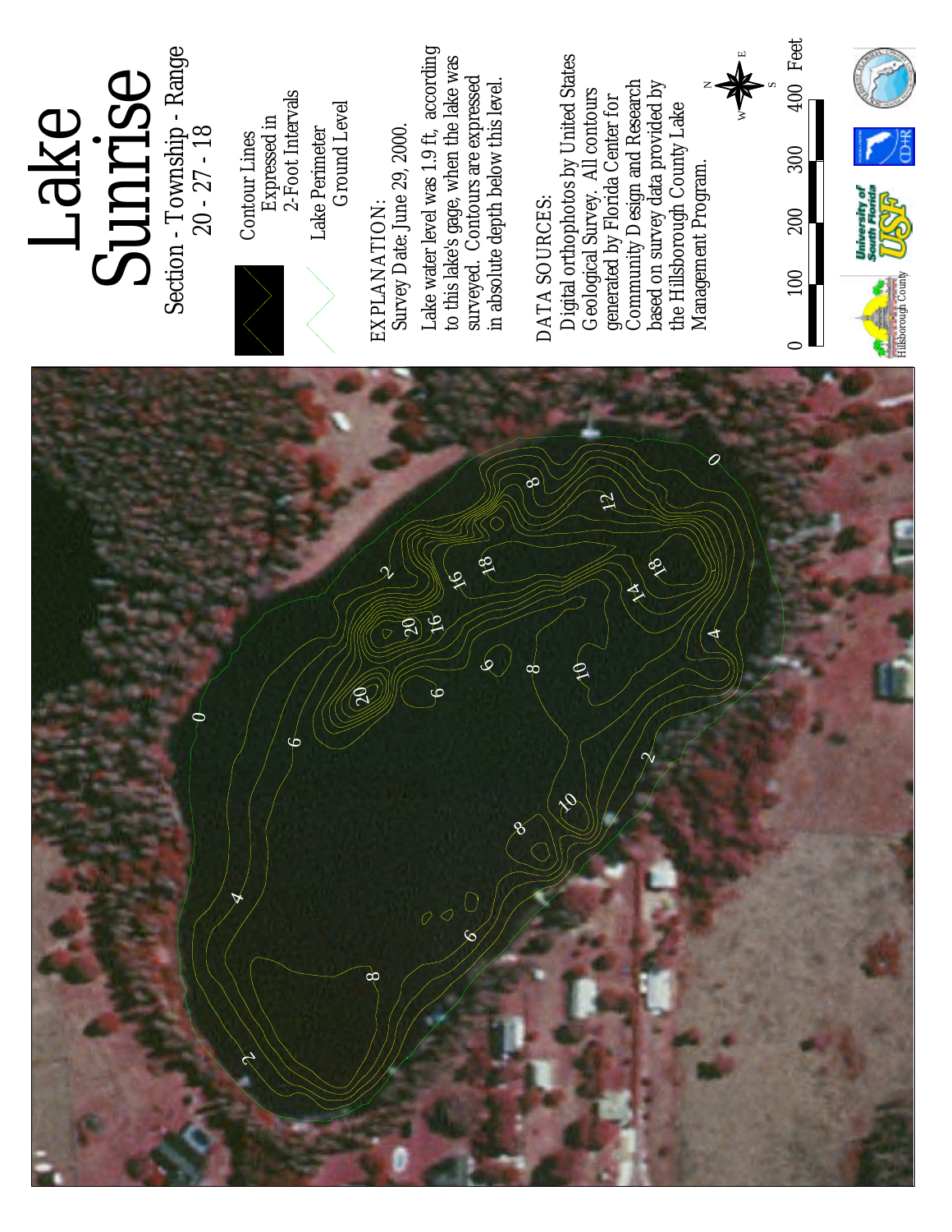# Lake Sunrise

Section - Township - Range
20 - 27 - 18

Contour Lines Expressed in 2-Foot Intervals

Lake Perimeter Ground Level

EXPLANATION:
Survey Date: June 29, 2000.

Lake water level was 1.9 ft, according to this lake's gage, when the lake was surveyed. Contours are expressed in absolute depth below this level.

DATA SOURCES:
Digital orthophotos by United States Geological Survey. All contours generated by Florida Center for Community Design and Research based on survey data provided by the Hillsborough County Lake Management Program.

0 100 200 300 400 Feet

Hillsborough County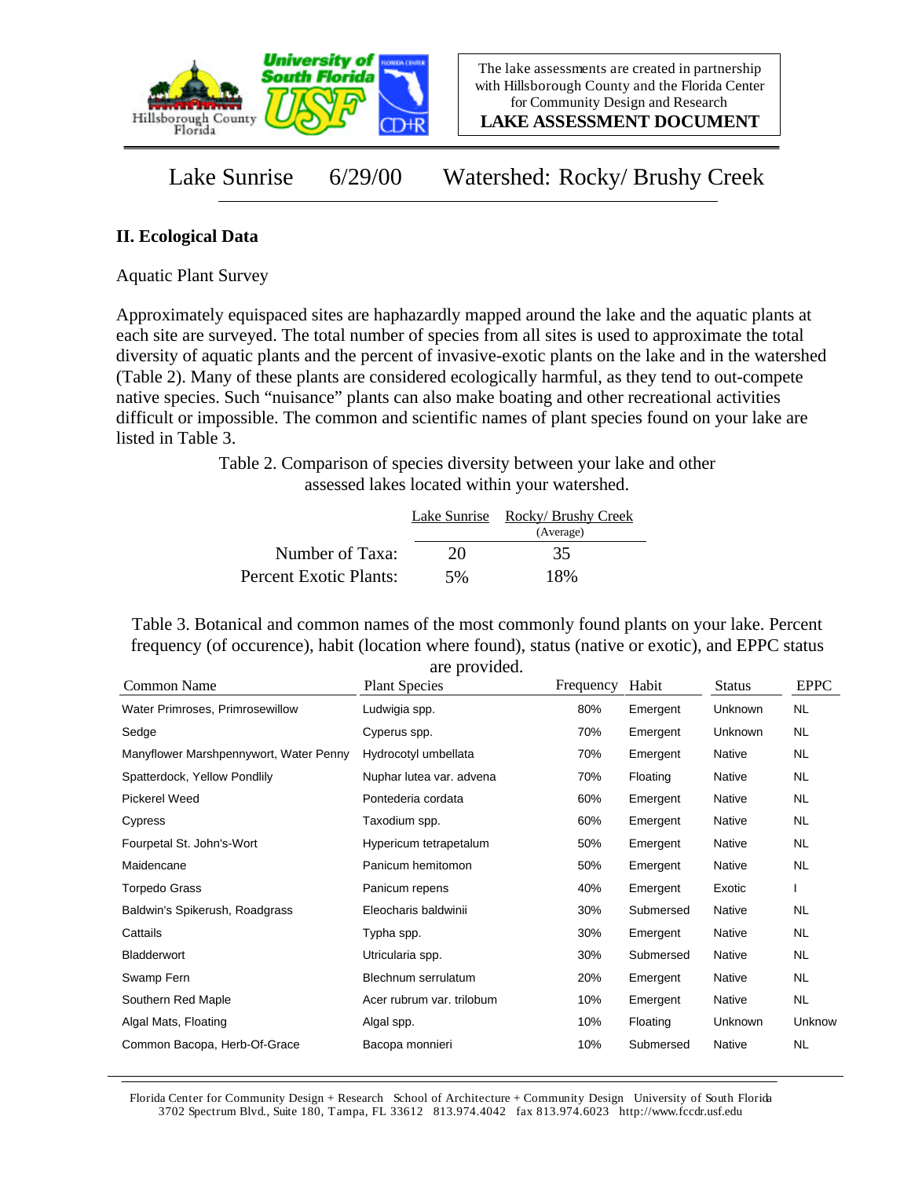Lake Sunrise 6/29/00 Watershed: Rocky/ Brushy Creek

## II. Ecological Data

Aquatic Plant Survey

Approximately equispaced sites are haphazardly mapped around the lake and the aquatic plants at each site are surveyed. The total number of species from all sites is used to approximate the total diversity of aquatic plants and the percent of invasive-exotic plants on the lake and in the watershed (Table 2). Many of these plants are considered ecologically harmful, as they tend to out-compete native species. Such "nuisance" plants can also make boating and other recreational activities difficult or impossible. The common and scientific names of plant species found on your lake are listed in Table 3.

Table 2. Comparison of species diversity between your lake and other assessed lakes located within your watershed.

| | Lake Sunrise | Rocky/ Brushy Creek (Average) |
|---|---|---|
| Number of Taxa: | 20 | 35 |
| Percent Exotic Plants: | 5% | 18% |

Table 3. Botanical and common names of the most commonly found plants on your lake. Percent frequency (of occurence), habit (location where found), status (native or exotic), and EPPC status are provided.

| Common Name | Plant Species | Frequency | Habit | Status | EPPC |
|---|---|---|---|---|---|
| Water Primroses, Primrosewillow | Ludwigia spp. | 80% | Emergent | Unknown | NL |
| Sedge | Cyperus spp. | 70% | Emergent | Unknown | NL |
| Manyflower Marshpennywort, Water Penny | Hydrocotyl umbellata | 70% | Emergent | Native | NL |
| Spatterdock, Yellow Pondlily | Nuphar lutea var. advena | 70% | Floating | Native | NL |
| Pickerel Weed | Pontederia cordata | 60% | Emergent | Native | NL |
| Cypress | Taxodium spp. | 60% | Emergent | Native | NL |
| Fourpetal St. John's-Wort | Hypericum tetrapetalum | 50% | Emergent | Native | NL |
| Maidencane | Panicum hemitomon | 50% | Emergent | Native | NL |
| Torpedo Grass | Panicum repens | 40% | Emergent | Exotic | I |
| Baldwin's Spikerush, Roadgrass | Eleocharis baldwinii | 30% | Submersed | Native | NL |
| Cattails | Typha spp. | 30% | Emergent | Native | NL |
| Bladderwort | Utricularia spp. | 30% | Submersed | Native | NL |
| Swamp Fern | Blechnum serrulatum | 20% | Emergent | Native | NL |
| Southern Red Maple | Acer rubrum var. trilobum | 10% | Emergent | Native | NL |
| Algal Mats, Floating | Algal spp. | 10% | Floating | Unknown | Unknow |
| Common Bacopa, Herb-Of-Grace | Bacopa monnieri | 10% | Submersed | Native | NL |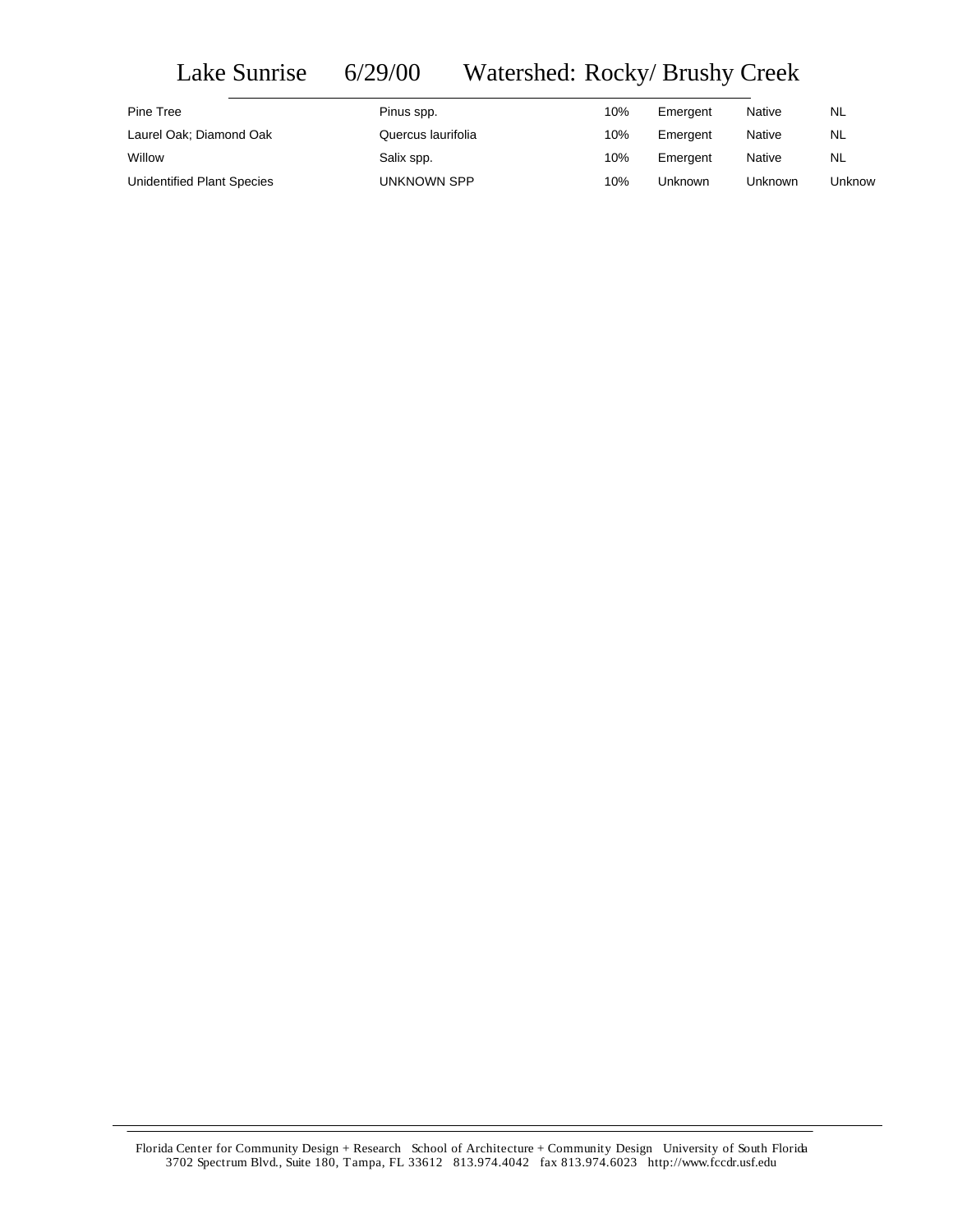# Lake Sunrise 6/29/00 Watershed: Rocky/ Brushy Creek

| | | | | | |
|---|---|---|---|---|---|
| Pine Tree | Pinus spp. | 10% | Emergent | Native | NL |
| Laurel Oak; Diamond Oak | Quercus laurifolia | 10% | Emergent | Native | NL |
| Willow | Salix spp. | 10% | Emergent | Native | NL |
| Unidentified Plant Species | UNKNOWN SPP | 10% | Unknown | Unknown | Unknow |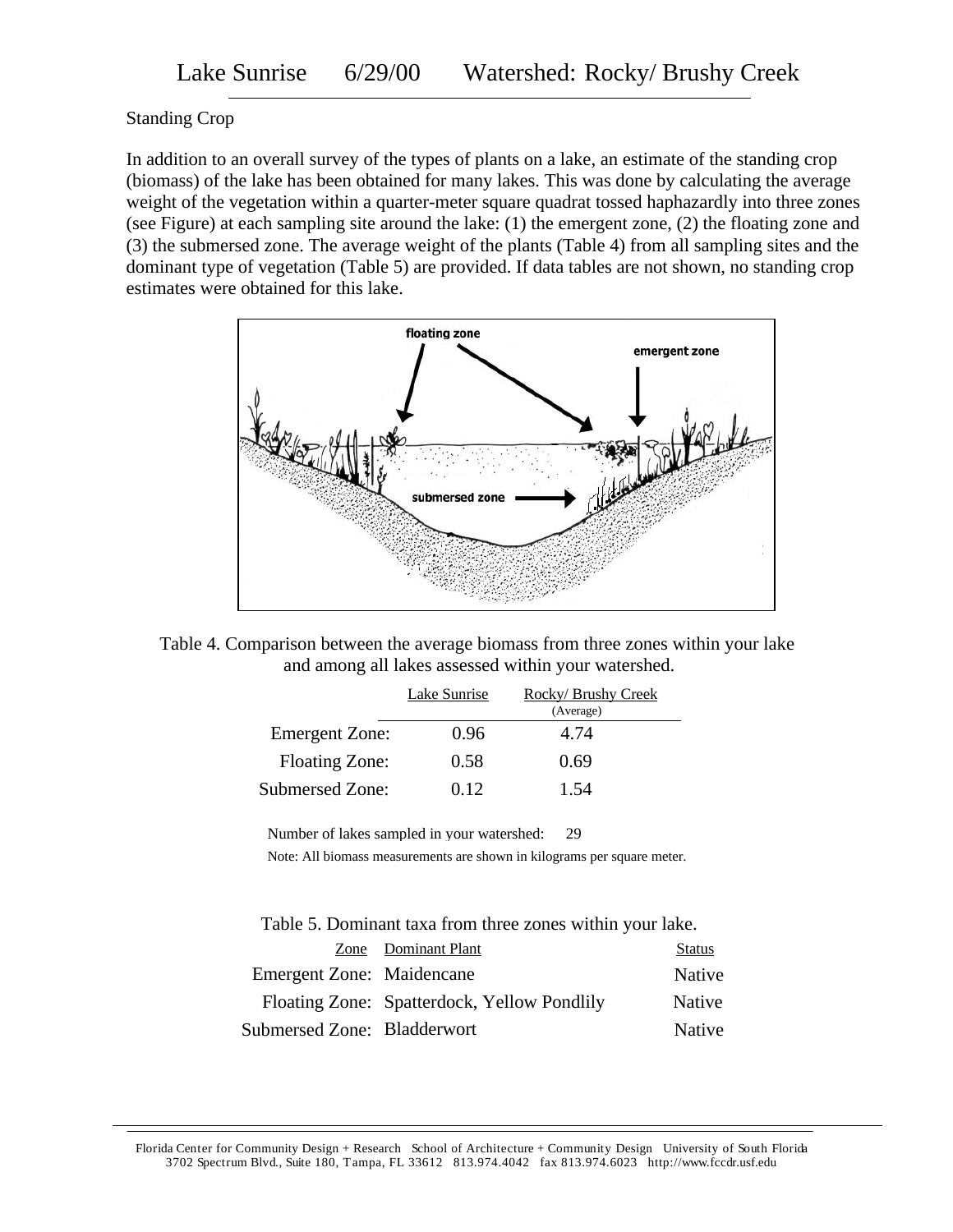Lake Sunrise 6/29/00 Watershed: Rocky/ Brushy Creek

Standing Crop

In addition to an overall survey of the types of plants on a lake, an estimate of the standing crop (biomass) of the lake has been obtained for many lakes. This was done by calculating the average weight of the vegetation within a quarter-meter square quadrat tossed haphazardly into three zones (see Figure) at each sampling site around the lake: (1) the emergent zone, (2) the floating zone and (3) the submersed zone. The average weight of the plants (Table 4) from all sampling sites and the dominant type of vegetation (Table 5) are provided. If data tables are not shown, no standing crop estimates were obtained for this lake.

floating zone

emergent zone

submersed zone

Table 4. Comparison between the average biomass from three zones within your lake and among all lakes assessed within your watershed.

| | Lake Sunrise | Rocky/ Brushy Creek (Average) |
|---|---|---|
| Emergent Zone: | 0.96 | 4.74 |
| Floating Zone: | 0.58 | 0.69 |
| Submersed Zone: | 0.12 | 1.54 |

Number of lakes sampled in your watershed: 29

Note: All biomass measurements are shown in kilograms per square meter.

Table 5. Dominant taxa from three zones within your lake.

| Zone | Dominant Plant | Status |
|---|---|---|
| Emergent Zone: | Maidencane | Native |
| Floating Zone: | Spatterdock, Yellow Pondlily | Native |
| Submersed Zone: | Bladderwort | Native |

Florida Center for Community Design + Research School of Architecture + Community Design University of South Florida
3702 Spectrum Blvd., Suite 180, Tampa, FL 33612 813.974.4042 fax 813.974.6023 http://www.fccdr.usf.edu